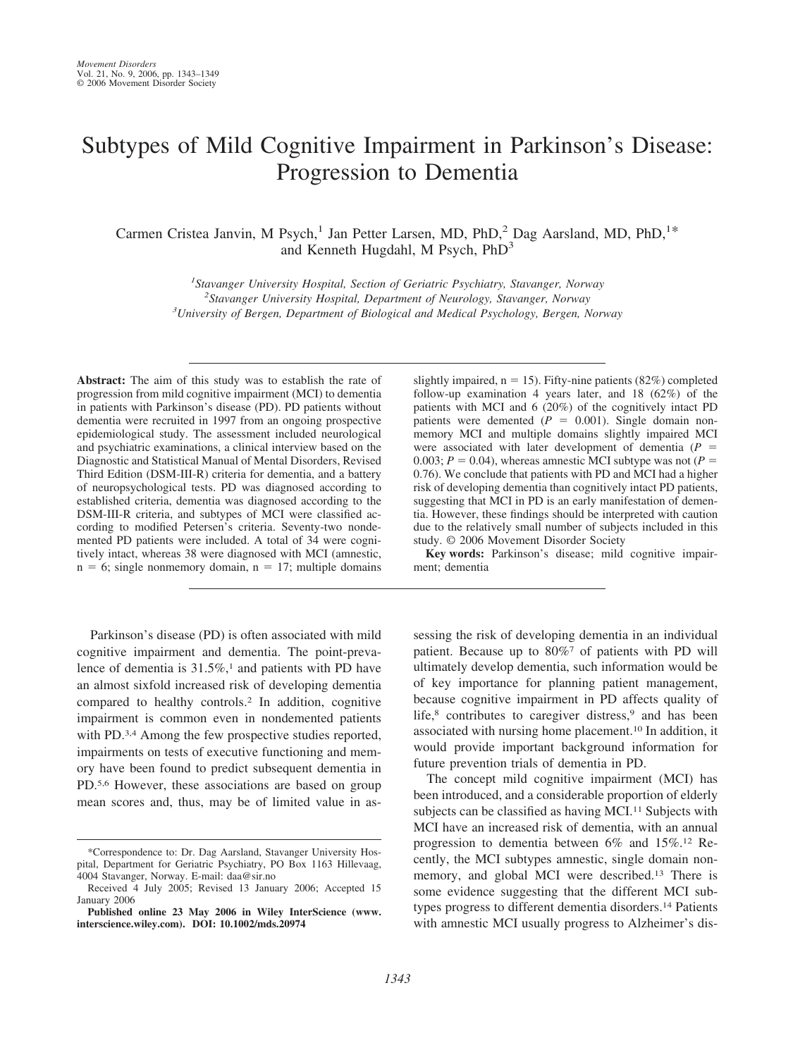# Subtypes of Mild Cognitive Impairment in Parkinson's Disease: Progression to Dementia

Carmen Cristea Janvin, M Psych,[1] Jan Petter Larsen, MD, PhD,[2] Dag Aarsland, MD, PhD,[1*] and Kenneth Hugdahl, M Psych, PhD[3]

[1]*Stavanger University Hospital, Section of Geriatric Psychiatry, Stavanger, Norway*
[2]*Stavanger University Hospital, Department of Neurology, Stavanger, Norway*
[3]*University of Bergen, Department of Biological and Medical Psychology, Bergen, Norway*

**Abstract:** The aim of this study was to establish the rate of progression from mild cognitive impairment (MCI) to dementia in patients with Parkinson's disease (PD). PD patients without dementia were recruited in 1997 from an ongoing prospective epidemiological study. The assessment included neurological and psychiatric examinations, a clinical interview based on the Diagnostic and Statistical Manual of Mental Disorders, Revised Third Edition (DSM-III-R) criteria for dementia, and a battery of neuropsychological tests. PD was diagnosed according to established criteria, dementia was diagnosed according to the DSM-III-R criteria, and subtypes of MCI were classified according to modified Petersen's criteria. Seventy-two nondemented PD patients were included. A total of 34 were cognitively intact, whereas 38 were diagnosed with MCI (amnestic, $n = 6$; single nonmemory domain, $n = 17$; multiple domains slightly impaired, $n = 15$). Fifty-nine patients (82%) completed follow-up examination 4 years later, and 18 (62%) of the patients with MCI and 6 (20%) of the cognitively intact PD patients were demented ($P = 0.001$). Single domain nonmemory MCI and multiple domains slightly impaired MCI were associated with later development of dementia ($P = 0.003$; $P = 0.04$), whereas amnestic MCI subtype was not ($P = 0.76$). We conclude that patients with PD and MCI had a higher risk of developing dementia than cognitively intact PD patients, suggesting that MCI in PD is an early manifestation of dementia. However, these findings should be interpreted with caution due to the relatively small number of subjects included in this study. © 2006 Movement Disorder Society

**Key words:** Parkinson's disease; mild cognitive impairment; dementia

Parkinson's disease (PD) is often associated with mild cognitive impairment and dementia. The point-prevalence of dementia is 31.5%,[1] and patients with PD have an almost sixfold increased risk of developing dementia compared to healthy controls.[2] In addition, cognitive impairment is common even in nondemented patients with PD.[3,4] Among the few prospective studies reported, impairments on tests of executive functioning and memory have been found to predict subsequent dementia in PD.[5,6] However, these associations are based on group mean scores and, thus, may be of limited value in assessing the risk of developing dementia in an individual patient. Because up to 80%[7] of patients with PD will ultimately develop dementia, such information would be of key importance for planning patient management, because cognitive impairment in PD affects quality of life,[8] contributes to caregiver distress,[9] and has been associated with nursing home placement.[10] In addition, it would provide important background information for future prevention trials of dementia in PD.

The concept mild cognitive impairment (MCI) has been introduced, and a considerable proportion of elderly subjects can be classified as having MCI.[11] Subjects with MCI have an increased risk of dementia, with an annual progression to dementia between 6% and 15%.[12] Recently, the MCI subtypes amnestic, single domain nonmemory, and global MCI were described.[13] There is some evidence suggesting that the different MCI subtypes progress to different dementia disorders.[14] Patients with amnestic MCI usually progress to Alzheimer's dis-

*Correspondence to: Dr. Dag Aarsland, Stavanger University Hospital, Department for Geriatric Psychiatry, PO Box 1163 Hillevaag, 4004 Stavanger, Norway. E-mail: daa@sir.no

Received 4 July 2005; Revised 13 January 2006; Accepted 15 January 2006

**Published online 23 May 2006 in Wiley InterScience (www.interscience.wiley.com). DOI: 10.1002/mds.20974**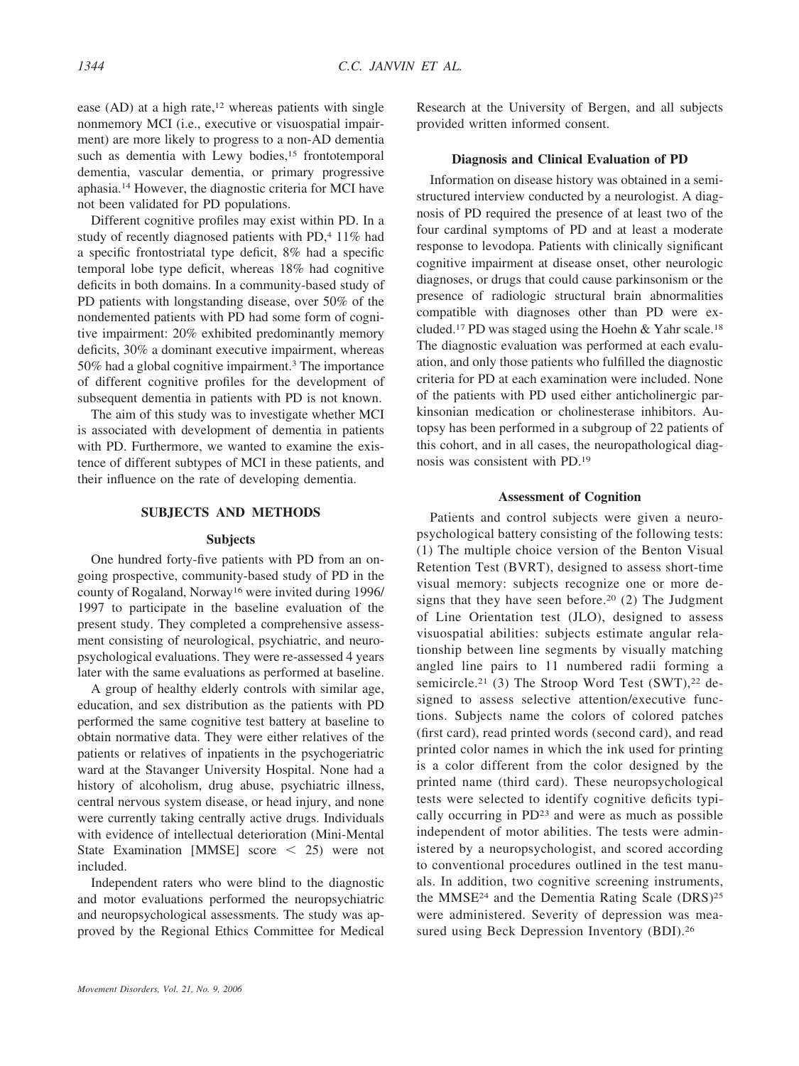ease (AD) at a high rate,[12] whereas patients with single nonmemory MCI (i.e., executive or visuospatial impairment) are more likely to progress to a non-AD dementia such as dementia with Lewy bodies,[15] frontotemporal dementia, vascular dementia, or primary progressive aphasia.[14] However, the diagnostic criteria for MCI have not been validated for PD populations.

Different cognitive profiles may exist within PD. In a study of recently diagnosed patients with PD,[4] 11% had a specific frontostriatal type deficit, 8% had a specific temporal lobe type deficit, whereas 18% had cognitive deficits in both domains. In a community-based study of PD patients with longstanding disease, over 50% of the nondemented patients with PD had some form of cognitive impairment: 20% exhibited predominantly memory deficits, 30% a dominant executive impairment, whereas 50% had a global cognitive impairment.[3] The importance of different cognitive profiles for the development of subsequent dementia in patients with PD is not known.

The aim of this study was to investigate whether MCI is associated with development of dementia in patients with PD. Furthermore, we wanted to examine the existence of different subtypes of MCI in these patients, and their influence on the rate of developing dementia.

## SUBJECTS AND METHODS

### Subjects

One hundred forty-five patients with PD from an ongoing prospective, community-based study of PD in the county of Rogaland, Norway[16] were invited during 1996/1997 to participate in the baseline evaluation of the present study. They completed a comprehensive assessment consisting of neurological, psychiatric, and neuropsychological evaluations. They were re-assessed 4 years later with the same evaluations as performed at baseline.

A group of healthy elderly controls with similar age, education, and sex distribution as the patients with PD performed the same cognitive test battery at baseline to obtain normative data. They were either relatives of the patients or relatives of inpatients in the psychogeriatric ward at the Stavanger University Hospital. None had a history of alcoholism, drug abuse, psychiatric illness, central nervous system disease, or head injury, and none were currently taking centrally active drugs. Individuals with evidence of intellectual deterioration (Mini-Mental State Examination [MMSE] score $< 25$) were not included.

Independent raters who were blind to the diagnostic and motor evaluations performed the neuropsychiatric and neuropsychological assessments. The study was approved by the Regional Ethics Committee for Medical Research at the University of Bergen, and all subjects provided written informed consent.

### Diagnosis and Clinical Evaluation of PD

Information on disease history was obtained in a semi-structured interview conducted by a neurologist. A diagnosis of PD required the presence of at least two of the four cardinal symptoms of PD and at least a moderate response to levodopa. Patients with clinically significant cognitive impairment at disease onset, other neurologic diagnoses, or drugs that could cause parkinsonism or the presence of radiologic structural brain abnormalities compatible with diagnoses other than PD were excluded.[17] PD was staged using the Hoehn & Yahr scale.[18] The diagnostic evaluation was performed at each evaluation, and only those patients who fulfilled the diagnostic criteria for PD at each examination were included. None of the patients with PD used either anticholinergic parkinsonian medication or cholinesterase inhibitors. Autopsy has been performed in a subgroup of 22 patients of this cohort, and in all cases, the neuropathological diagnosis was consistent with PD.[19]

### Assessment of Cognition

Patients and control subjects were given a neuropsychological battery consisting of the following tests: (1) The multiple choice version of the Benton Visual Retention Test (BVRT), designed to assess short-time visual memory: subjects recognize one or more designs that they have seen before.[20] (2) The Judgment of Line Orientation test (JLO), designed to assess visuospatial abilities: subjects estimate angular relationship between line segments by visually matching angled line pairs to 11 numbered radii forming a semicircle.[21] (3) The Stroop Word Test (SWT),[22] designed to assess selective attention/executive functions. Subjects name the colors of colored patches (first card), read printed words (second card), and read printed color names in which the ink used for printing is a color different from the color designed by the printed name (third card). These neuropsychological tests were selected to identify cognitive deficits typically occurring in PD[23] and were as much as possible independent of motor abilities. The tests were administered by a neuropsychologist, and scored according to conventional procedures outlined in the test manuals. In addition, two cognitive screening instruments, the MMSE[24] and the Dementia Rating Scale (DRS)[25] were administered. Severity of depression was measured using Beck Depression Inventory (BDI).[26]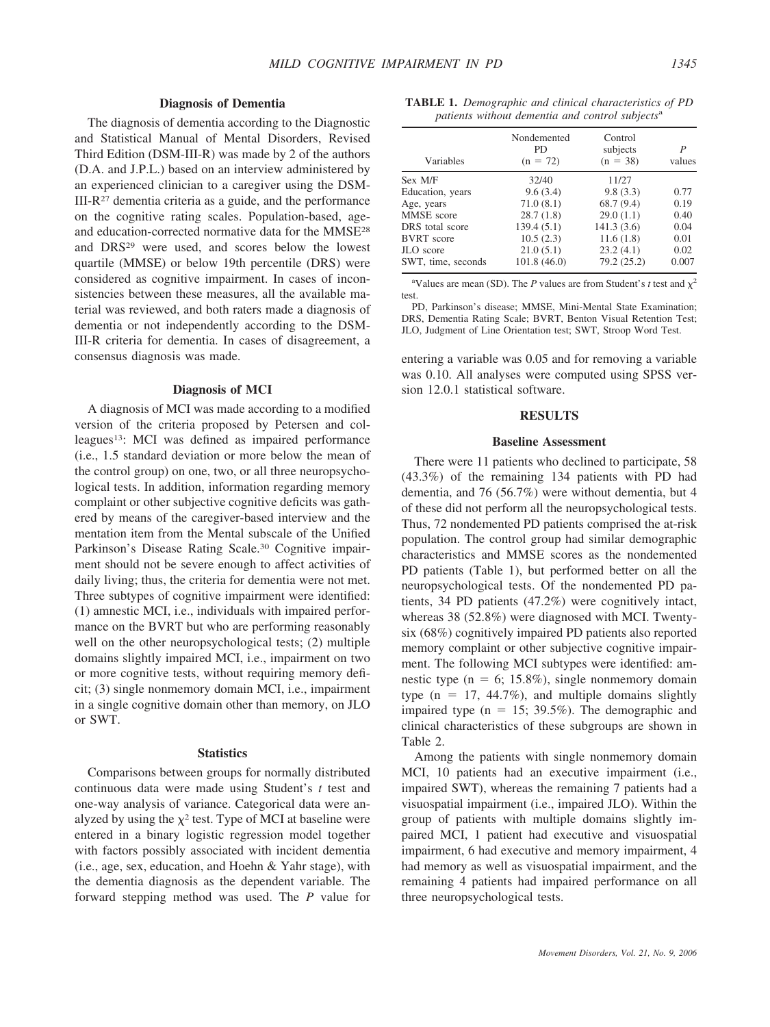### Diagnosis of Dementia

The diagnosis of dementia according to the Diagnostic and Statistical Manual of Mental Disorders, Revised Third Edition (DSM-III-R) was made by 2 of the authors (D.A. and J.P.L.) based on an interview administered by an experienced clinician to a caregiver using the DSM-III-R[27] dementia criteria as a guide, and the performance on the cognitive rating scales. Population-based, age- and education-corrected normative data for the MMSE[28] and DRS[29] were used, and scores below the lowest quartile (MMSE) or below 19th percentile (DRS) were considered as cognitive impairment. In cases of inconsistencies between these measures, all the available material was reviewed, and both raters made a diagnosis of dementia or not independently according to the DSM-III-R criteria for dementia. In cases of disagreement, a consensus diagnosis was made.

### Diagnosis of MCI

A diagnosis of MCI was made according to a modified version of the criteria proposed by Petersen and colleagues[13]: MCI was defined as impaired performance (i.e., 1.5 standard deviation or more below the mean of the control group) on one, two, or all three neuropsychological tests. In addition, information regarding memory complaint or other subjective cognitive deficits was gathered by means of the caregiver-based interview and the mentation item from the Mental subscale of the Unified Parkinson's Disease Rating Scale.[30] Cognitive impairment should not be severe enough to affect activities of daily living; thus, the criteria for dementia were not met. Three subtypes of cognitive impairment were identified: (1) amnestic MCI, i.e., individuals with impaired performance on the BVRT but who are performing reasonably well on the other neuropsychological tests; (2) multiple domains slightly impaired MCI, i.e., impairment on two or more cognitive tests, without requiring memory deficit; (3) single nonmemory domain MCI, i.e., impairment in a single cognitive domain other than memory, on JLO or SWT.

### Statistics

Comparisons between groups for normally distributed continuous data were made using Student's *t* test and one-way analysis of variance. Categorical data were analyzed by using the $\chi^2$ test. Type of MCI at baseline were entered in a binary logistic regression model together with factors possibly associated with incident dementia (i.e., age, sex, education, and Hoehn & Yahr stage), with the dementia diagnosis as the dependent variable. The forward stepping method was used. The *P* value for entering a variable was 0.05 and for removing a variable was 0.10. All analyses were computed using SPSS version 12.0.1 statistical software.

**TABLE 1.** *Demographic and clinical characteristics of PD patients without dementia and control subjects*[a]

| Variables | Nondemented PD (n = 72) | Control subjects (n = 38) | *P* values |
|---|---|---|---|
| Sex M/F | 32/40 | 11/27 | |
| Education, years | 9.6 (3.4) | 9.8 (3.3) | 0.77 |
| Age, years | 71.0 (8.1) | 68.7 (9.4) | 0.19 |
| MMSE score | 28.7 (1.8) | 29.0 (1.1) | 0.40 |
| DRS total score | 139.4 (5.1) | 141.3 (3.6) | 0.04 |
| BVRT score | 10.5 (2.3) | 11.6 (1.8) | 0.01 |
| JLO score | 21.0 (5.1) | 23.2 (4.1) | 0.02 |
| SWT, time, seconds | 101.8 (46.0) | 79.2 (25.2) | 0.007 |

[a]Values are mean (SD). The *P* values are from Student's *t* test and $\chi^2$ test.

PD, Parkinson's disease; MMSE, Mini-Mental State Examination; DRS, Dementia Rating Scale; BVRT, Benton Visual Retention Test; JLO, Judgment of Line Orientation test; SWT, Stroop Word Test.

## RESULTS

### Baseline Assessment

There were 11 patients who declined to participate, 58 (43.3%) of the remaining 134 patients with PD had dementia, and 76 (56.7%) were without dementia, but 4 of these did not perform all the neuropsychological tests. Thus, 72 nondemented PD patients comprised the at-risk population. The control group had similar demographic characteristics and MMSE scores as the nondemented PD patients (Table 1), but performed better on all the neuropsychological tests. Of the nondemented PD patients, 34 PD patients (47.2%) were cognitively intact, whereas 38 (52.8%) were diagnosed with MCI. Twenty-six (68%) cognitively impaired PD patients also reported memory complaint or other subjective cognitive impairment. The following MCI subtypes were identified: amnestic type (n = 6; 15.8%), single nonmemory domain type (n = 17, 44.7%), and multiple domains slightly impaired type (n = 15; 39.5%). The demographic and clinical characteristics of these subgroups are shown in Table 2.

Among the patients with single nonmemory domain MCI, 10 patients had an executive impairment (i.e., impaired SWT), whereas the remaining 7 patients had a visuospatial impairment (i.e., impaired JLO). Within the group of patients with multiple domains slightly impaired MCI, 1 patient had executive and visuospatial impairment, 6 had executive and memory impairment, 4 had memory as well as visuospatial impairment, and the remaining 4 patients had impaired performance on all three neuropsychological tests.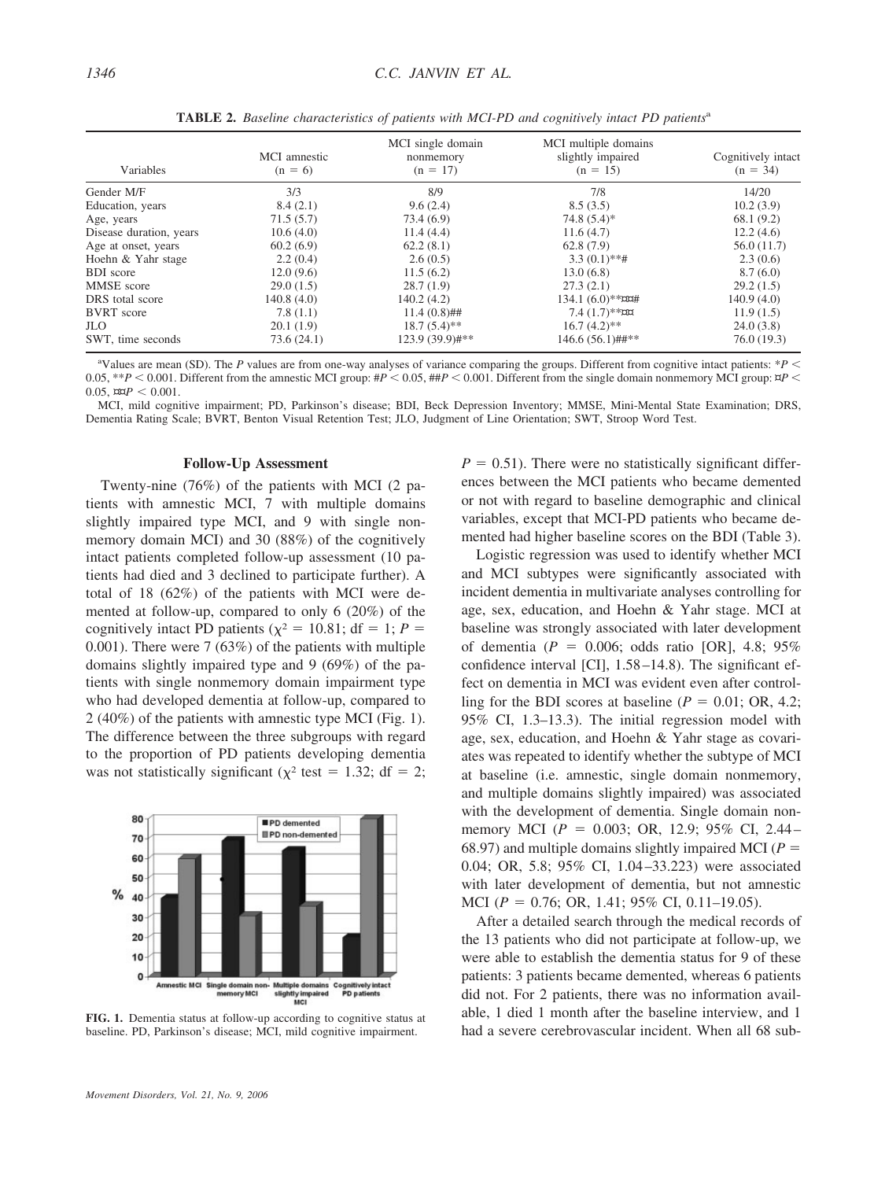**TABLE 2.** *Baseline characteristics of patients with MCI-PD and cognitively intact PD patients*[a]

| Variables | MCI amnestic (n = 6) | MCI single domain nonmemory (n = 17) | MCI multiple domains slightly impaired (n = 15) | Cognitively intact (n = 34) |
|---|---|---|---|---|
| Gender M/F | 3/3 | 8/9 | 7/8 | 14/20 |
| Education, years | 8.4 (2.1) | 9.6 (2.4) | 8.5 (3.5) | 10.2 (3.9) |
| Age, years | 71.5 (5.7) | 73.4 (6.9) | 74.8 (5.4)* | 68.1 (9.2) |
| Disease duration, years | 10.6 (4.0) | 11.4 (4.4) | 11.6 (4.7) | 12.2 (4.6) |
| Age at onset, years | 60.2 (6.9) | 62.2 (8.1) | 62.8 (7.9) | 56.0 (11.7) |
| Hoehn & Yahr stage | 2.2 (0.4) | 2.6 (0.5) | 3.3 (0.1)**# | 2.3 (0.6) |
| BDI score | 12.0 (9.6) | 11.5 (6.2) | 13.0 (6.8) | 8.7 (6.0) |
| MMSE score | 29.0 (1.5) | 28.7 (1.9) | 27.3 (2.1) | 29.2 (1.5) |
| DRS total score | 140.8 (4.0) | 140.2 (4.2) | 134.1 (6.0)**¤¤# | 140.9 (4.0) |
| BVRT score | 7.8 (1.1) | 11.4 (0.8)## | 7.4 (1.7)**¤¤ | 11.9 (1.5) |
| JLO | 20.1 (1.9) | 18.7 (5.4)** | 16.7 (4.2)** | 24.0 (3.8) |
| SWT, time seconds | 73.6 (24.1) | 123.9 (39.9)#** | 146.6 (56.1)##** | 76.0 (19.3) |

[a]Values are mean (SD). The *P* values are from one-way analyses of variance comparing the groups. Different from cognitive intact patients: \*$P < 0.05$, \*\*$P < 0.001$. Different from the amnestic MCI group: #$P < 0.05$, ##$P < 0.001$. Different from the single domain nonmemory MCI group: ¤$P < 0.05$, ¤¤$P < 0.001$.

MCI, mild cognitive impairment; PD, Parkinson's disease; BDI, Beck Depression Inventory; MMSE, Mini-Mental State Examination; DRS, Dementia Rating Scale; BVRT, Benton Visual Retention Test; JLO, Judgment of Line Orientation; SWT, Stroop Word Test.

### Follow-Up Assessment

Twenty-nine (76%) of the patients with MCI (2 patients with amnestic MCI, 7 with multiple domains slightly impaired type MCI, and 9 with single non-memory domain MCI) and 30 (88%) of the cognitively intact patients completed follow-up assessment (10 patients had died and 3 declined to participate further). A total of 18 (62%) of the patients with MCI were demented at follow-up, compared to only 6 (20%) of the cognitively intact PD patients ($\chi^2 = 10.81$; df = 1; $P = 0.001$). There were 7 (63%) of the patients with multiple domains slightly impaired type and 9 (69%) of the patients with single nonmemory domain impairment type who had developed dementia at follow-up, compared to 2 (40%) of the patients with amnestic type MCI (Fig. 1). The difference between the three subgroups with regard to the proportion of PD patients developing dementia was not statistically significant ($\chi^2$ test = 1.32; df = 2; $P = 0.51$). There were no statistically significant differences between the MCI patients who became demented or not with regard to baseline demographic and clinical variables, except that MCI-PD patients who became demented had higher baseline scores on the BDI (Table 3).

80
70
60
50
% 40
30
20
10
0
PD demented
PD non-demented
Amnestic MCI
Single domain non-memory MCI
Multiple domains slightly impaired MCI
Cognitively intact PD patients

**FIG. 1.** Dementia status at follow-up according to cognitive status at baseline. PD, Parkinson's disease; MCI, mild cognitive impairment.

Logistic regression was used to identify whether MCI and MCI subtypes were significantly associated with incident dementia in multivariate analyses controlling for age, sex, education, and Hoehn & Yahr stage. MCI at baseline was strongly associated with later development of dementia ($P = 0.006$; odds ratio [OR], 4.8; 95% confidence interval [CI], 1.58–14.8). The significant effect on dementia in MCI was evident even after controlling for the BDI scores at baseline ($P = 0.01$; OR, 4.2; 95% CI, 1.3–13.3). The initial regression model with age, sex, education, and Hoehn & Yahr stage as covariates was repeated to identify whether the subtype of MCI at baseline (i.e. amnestic, single domain nonmemory, and multiple domains slightly impaired) was associated with the development of dementia. Single domain nonmemory MCI ($P = 0.003$; OR, 12.9; 95% CI, 2.44–68.97) and multiple domains slightly impaired MCI ($P = 0.04$; OR, 5.8; 95% CI, 1.04–33.223) were associated with later development of dementia, but not amnestic MCI ($P = 0.76$; OR, 1.41; 95% CI, 0.11–19.05).

After a detailed search through the medical records of the 13 patients who did not participate at follow-up, we were able to establish the dementia status for 9 of these patients: 3 patients became demented, whereas 6 patients did not. For 2 patients, there was no information available, 1 died 1 month after the baseline interview, and 1 had a severe cerebrovascular incident. When all 68 sub-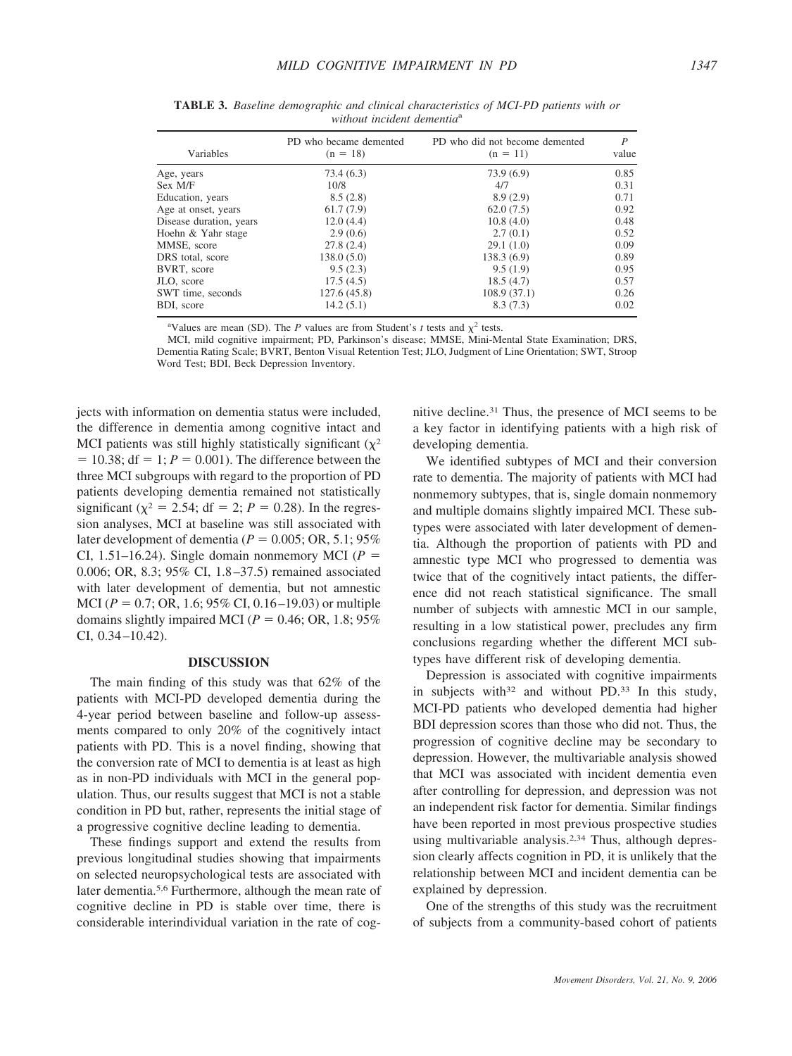**TABLE 3.** *Baseline demographic and clinical characteristics of MCI-PD patients with or without incident dementia*[a]

| Variables | PD who became demented (n = 18) | PD who did not become demented (n = 11) | *P* value |
|---|---|---|---|
| Age, years | 73.4 (6.3) | 73.9 (6.9) | 0.85 |
| Sex M/F | 10/8 | 4/7 | 0.31 |
| Education, years | 8.5 (2.8) | 8.9 (2.9) | 0.71 |
| Age at onset, years | 61.7 (7.9) | 62.0 (7.5) | 0.92 |
| Disease duration, years | 12.0 (4.4) | 10.8 (4.0) | 0.48 |
| Hoehn & Yahr stage | 2.9 (0.6) | 2.7 (0.1) | 0.52 |
| MMSE, score | 27.8 (2.4) | 29.1 (1.0) | 0.09 |
| DRS total, score | 138.0 (5.0) | 138.3 (6.9) | 0.89 |
| BVRT, score | 9.5 (2.3) | 9.5 (1.9) | 0.95 |
| JLO, score | 17.5 (4.5) | 18.5 (4.7) | 0.57 |
| SWT time, seconds | 127.6 (45.8) | 108.9 (37.1) | 0.26 |
| BDI, score | 14.2 (5.1) | 8.3 (7.3) | 0.02 |

[a]Values are mean (SD). The *P* values are from Student's *t* tests and $\chi^2$ tests.

MCI, mild cognitive impairment; PD, Parkinson's disease; MMSE, Mini-Mental State Examination; DRS, Dementia Rating Scale; BVRT, Benton Visual Retention Test; JLO, Judgment of Line Orientation; SWT, Stroop Word Test; BDI, Beck Depression Inventory.

jects with information on dementia status were included, the difference in dementia among cognitive intact and MCI patients was still highly statistically significant ($\chi^2 = 10.38$; df = 1; $P = 0.001$). The difference between the three MCI subgroups with regard to the proportion of PD patients developing dementia remained not statistically significant ($\chi^2 = 2.54$; df = 2; $P = 0.28$). In the regression analyses, MCI at baseline was still associated with later development of dementia ($P = 0.005$; OR, 5.1; 95% CI, 1.51–16.24). Single domain nonmemory MCI ($P = 0.006$; OR, 8.3; 95% CI, 1.8–37.5) remained associated with later development of dementia, but not amnestic MCI ($P = 0.7$; OR, 1.6; 95% CI, 0.16–19.03) or multiple domains slightly impaired MCI ($P = 0.46$; OR, 1.8; 95% CI, 0.34–10.42).

## DISCUSSION

The main finding of this study was that 62% of the patients with MCI-PD developed dementia during the 4-year period between baseline and follow-up assessments compared to only 20% of the cognitively intact patients with PD. This is a novel finding, showing that the conversion rate of MCI to dementia is at least as high as in non-PD individuals with MCI in the general population. Thus, our results suggest that MCI is not a stable condition in PD but, rather, represents the initial stage of a progressive cognitive decline leading to dementia.

These findings support and extend the results from previous longitudinal studies showing that impairments on selected neuropsychological tests are associated with later dementia.[5,6] Furthermore, although the mean rate of cognitive decline in PD is stable over time, there is considerable interindividual variation in the rate of cognitive decline.[31] Thus, the presence of MCI seems to be a key factor in identifying patients with a high risk of developing dementia.

We identified subtypes of MCI and their conversion rate to dementia. The majority of patients with MCI had nonmemory subtypes, that is, single domain nonmemory and multiple domains slightly impaired MCI. These subtypes were associated with later development of dementia. Although the proportion of patients with PD and amnestic type MCI who progressed to dementia was twice that of the cognitively intact patients, the difference did not reach statistical significance. The small number of subjects with amnestic MCI in our sample, resulting in a low statistical power, precludes any firm conclusions regarding whether the different MCI subtypes have different risk of developing dementia.

Depression is associated with cognitive impairments in subjects with[32] and without PD.[33] In this study, MCI-PD patients who developed dementia had higher BDI depression scores than those who did not. Thus, the progression of cognitive decline may be secondary to depression. However, the multivariable analysis showed that MCI was associated with incident dementia even after controlling for depression, and depression was not an independent risk factor for dementia. Similar findings have been reported in most previous prospective studies using multivariable analysis.[2,34] Thus, although depression clearly affects cognition in PD, it is unlikely that the relationship between MCI and incident dementia can be explained by depression.

One of the strengths of this study was the recruitment of subjects from a community-based cohort of patients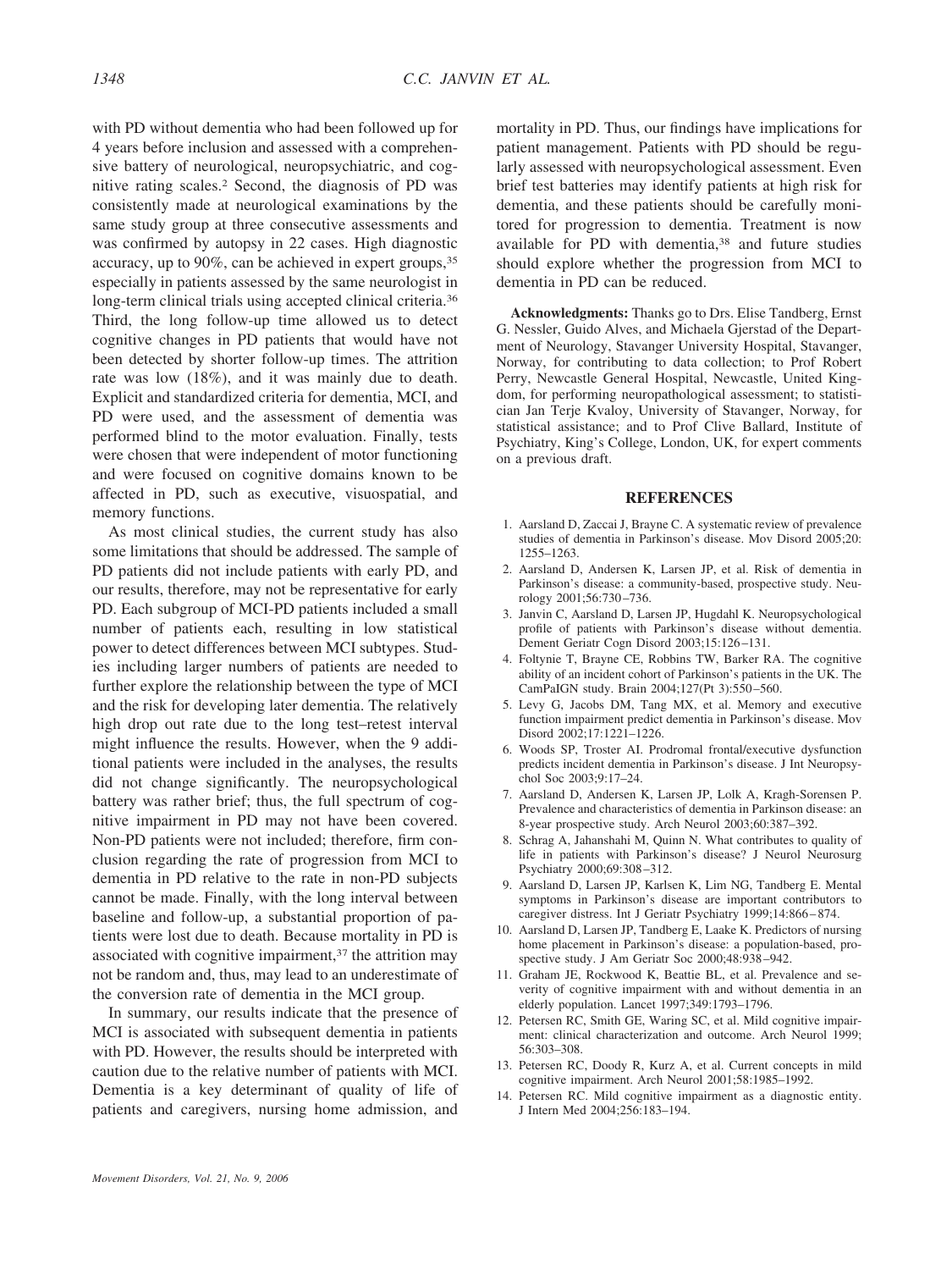with PD without dementia who had been followed up for 4 years before inclusion and assessed with a comprehensive battery of neurological, neuropsychiatric, and cognitive rating scales.[2] Second, the diagnosis of PD was consistently made at neurological examinations by the same study group at three consecutive assessments and was confirmed by autopsy in 22 cases. High diagnostic accuracy, up to 90%, can be achieved in expert groups,[35] especially in patients assessed by the same neurologist in long-term clinical trials using accepted clinical criteria.[36] Third, the long follow-up time allowed us to detect cognitive changes in PD patients that would have not been detected by shorter follow-up times. The attrition rate was low (18%), and it was mainly due to death. Explicit and standardized criteria for dementia, MCI, and PD were used, and the assessment of dementia was performed blind to the motor evaluation. Finally, tests were chosen that were independent of motor functioning and were focused on cognitive domains known to be affected in PD, such as executive, visuospatial, and memory functions.

As most clinical studies, the current study has also some limitations that should be addressed. The sample of PD patients did not include patients with early PD, and our results, therefore, may not be representative for early PD. Each subgroup of MCI-PD patients included a small number of patients each, resulting in low statistical power to detect differences between MCI subtypes. Studies including larger numbers of patients are needed to further explore the relationship between the type of MCI and the risk for developing later dementia. The relatively high drop out rate due to the long test–retest interval might influence the results. However, when the 9 additional patients were included in the analyses, the results did not change significantly. The neuropsychological battery was rather brief; thus, the full spectrum of cognitive impairment in PD may not have been covered. Non-PD patients were not included; therefore, firm conclusion regarding the rate of progression from MCI to dementia in PD relative to the rate in non-PD subjects cannot be made. Finally, with the long interval between baseline and follow-up, a substantial proportion of patients were lost due to death. Because mortality in PD is associated with cognitive impairment,[37] the attrition may not be random and, thus, may lead to an underestimate of the conversion rate of dementia in the MCI group.

In summary, our results indicate that the presence of MCI is associated with subsequent dementia in patients with PD. However, the results should be interpreted with caution due to the relative number of patients with MCI. Dementia is a key determinant of quality of life of patients and caregivers, nursing home admission, and mortality in PD. Thus, our findings have implications for patient management. Patients with PD should be regularly assessed with neuropsychological assessment. Even brief test batteries may identify patients at high risk for dementia, and these patients should be carefully monitored for progression to dementia. Treatment is now available for PD with dementia,[38] and future studies should explore whether the progression from MCI to dementia in PD can be reduced.

**Acknowledgments:** Thanks go to Drs. Elise Tandberg, Ernst G. Nessler, Guido Alves, and Michaela Gjerstad of the Department of Neurology, Stavanger University Hospital, Stavanger, Norway, for contributing to data collection; to Prof Robert Perry, Newcastle General Hospital, Newcastle, United Kingdom, for performing neuropathological assessment; to statistician Jan Terje Kvaloy, University of Stavanger, Norway, for statistical assistance; and to Prof Clive Ballard, Institute of Psychiatry, King's College, London, UK, for expert comments on a previous draft.

## REFERENCES

1. Aarsland D, Zaccai J, Brayne C. A systematic review of prevalence studies of dementia in Parkinson's disease. Mov Disord 2005;20:1255–1263.
2. Aarsland D, Andersen K, Larsen JP, et al. Risk of dementia in Parkinson's disease: a community-based, prospective study. Neurology 2001;56:730–736.
3. Janvin C, Aarsland D, Larsen JP, Hugdahl K. Neuropsychological profile of patients with Parkinson's disease without dementia. Dement Geriatr Cogn Disord 2003;15:126–131.
4. Foltynie T, Brayne CE, Robbins TW, Barker RA. The cognitive ability of an incident cohort of Parkinson's patients in the UK. The CamPaIGN study. Brain 2004;127(Pt 3):550–560.
5. Levy G, Jacobs DM, Tang MX, et al. Memory and executive function impairment predict dementia in Parkinson's disease. Mov Disord 2002;17:1221–1226.
6. Woods SP, Troster AI. Prodromal frontal/executive dysfunction predicts incident dementia in Parkinson's disease. J Int Neuropsychol Soc 2003;9:17–24.
7. Aarsland D, Andersen K, Larsen JP, Lolk A, Kragh-Sorensen P. Prevalence and characteristics of dementia in Parkinson disease: an 8-year prospective study. Arch Neurol 2003;60:387–392.
8. Schrag A, Jahanshahi M, Quinn N. What contributes to quality of life in patients with Parkinson's disease? J Neurol Neurosurg Psychiatry 2000;69:308–312.
9. Aarsland D, Larsen JP, Karlsen K, Lim NG, Tandberg E. Mental symptoms in Parkinson's disease are important contributors to caregiver distress. Int J Geriatr Psychiatry 1999;14:866–874.
10. Aarsland D, Larsen JP, Tandberg E, Laake K. Predictors of nursing home placement in Parkinson's disease: a population-based, prospective study. J Am Geriatr Soc 2000;48:938–942.
11. Graham JE, Rockwood K, Beattie BL, et al. Prevalence and severity of cognitive impairment with and without dementia in an elderly population. Lancet 1997;349:1793–1796.
12. Petersen RC, Smith GE, Waring SC, et al. Mild cognitive impairment: clinical characterization and outcome. Arch Neurol 1999;56:303–308.
13. Petersen RC, Doody R, Kurz A, et al. Current concepts in mild cognitive impairment. Arch Neurol 2001;58:1985–1992.
14. Petersen RC. Mild cognitive impairment as a diagnostic entity. J Intern Med 2004;256:183–194.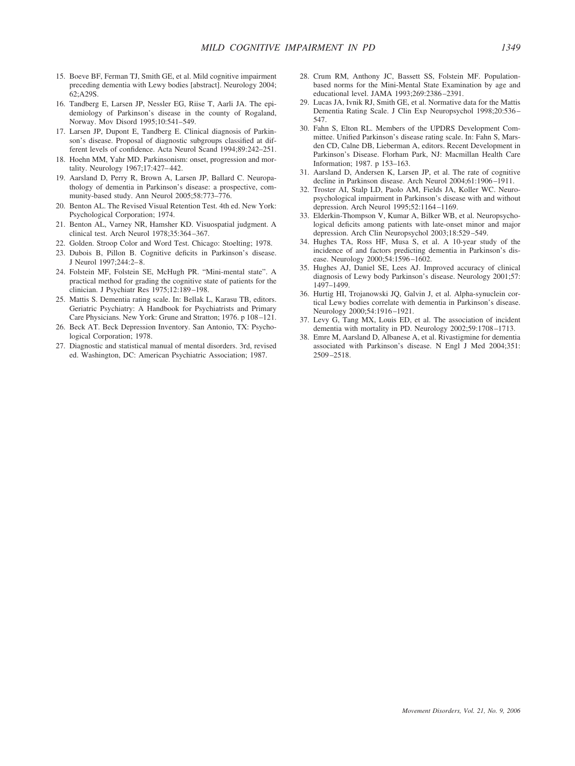15. Boeve BF, Ferman TJ, Smith GE, et al. Mild cognitive impairment preceding dementia with Lewy bodies [abstract]. Neurology 2004; 62;A29S.
16. Tandberg E, Larsen JP, Nessler EG, Riise T, Aarli JA. The epidemiology of Parkinson's disease in the county of Rogaland, Norway. Mov Disord 1995;10:541–549.
17. Larsen JP, Dupont E, Tandberg E. Clinical diagnosis of Parkinson's disease. Proposal of diagnostic subgroups classified at different levels of confidence. Acta Neurol Scand 1994;89:242–251.
18. Hoehn MM, Yahr MD. Parkinsonism: onset, progression and mortality. Neurology 1967;17:427–442.
19. Aarsland D, Perry R, Brown A, Larsen JP, Ballard C. Neuropathology of dementia in Parkinson's disease: a prospective, community-based study. Ann Neurol 2005;58:773–776.
20. Benton AL. The Revised Visual Retention Test. 4th ed. New York: Psychological Corporation; 1974.
21. Benton AL, Varney NR, Hamsher KD. Visuospatial judgment. A clinical test. Arch Neurol 1978;35:364–367.
22. Golden. Stroop Color and Word Test. Chicago: Stoelting; 1978.
23. Dubois B, Pillon B. Cognitive deficits in Parkinson's disease. J Neurol 1997;244:2–8.
24. Folstein MF, Folstein SE, McHugh PR. "Mini-mental state". A practical method for grading the cognitive state of patients for the clinician. J Psychiatr Res 1975;12:189–198.
25. Mattis S. Dementia rating scale. In: Bellak L, Karasu TB, editors. Geriatric Psychiatry: A Handbook for Psychiatrists and Primary Care Physicians. New York: Grune and Stratton; 1976. p 108–121.
26. Beck AT. Beck Depression Inventory. San Antonio, TX: Psychological Corporation; 1978.
27. Diagnostic and statistical manual of mental disorders. 3rd, revised ed. Washington, DC: American Psychiatric Association; 1987.
28. Crum RM, Anthony JC, Bassett SS, Folstein MF. Population-based norms for the Mini-Mental State Examination by age and educational level. JAMA 1993;269:2386–2391.
29. Lucas JA, Ivnik RJ, Smith GE, et al. Normative data for the Mattis Dementia Rating Scale. J Clin Exp Neuropsychol 1998;20:536–547.
30. Fahn S, Elton RL. Members of the UPDRS Development Committee. Unified Parkinson's disease rating scale. In: Fahn S, Marsden CD, Calne DB, Lieberman A, editors. Recent Development in Parkinson's Disease. Florham Park, NJ: Macmillan Health Care Information; 1987. p 153–163.
31. Aarsland D, Andersen K, Larsen JP, et al. The rate of cognitive decline in Parkinson disease. Arch Neurol 2004;61:1906–1911.
32. Troster AI, Stalp LD, Paolo AM, Fields JA, Koller WC. Neuropsychological impairment in Parkinson's disease with and without depression. Arch Neurol 1995;52:1164–1169.
33. Elderkin-Thompson V, Kumar A, Bilker WB, et al. Neuropsychological deficits among patients with late-onset minor and major depression. Arch Clin Neuropsychol 2003;18:529–549.
34. Hughes TA, Ross HF, Musa S, et al. A 10-year study of the incidence of and factors predicting dementia in Parkinson's disease. Neurology 2000;54:1596–1602.
35. Hughes AJ, Daniel SE, Lees AJ. Improved accuracy of clinical diagnosis of Lewy body Parkinson's disease. Neurology 2001;57: 1497–1499.
36. Hurtig HI, Trojanowski JQ, Galvin J, et al. Alpha-synuclein cortical Lewy bodies correlate with dementia in Parkinson's disease. Neurology 2000;54:1916–1921.
37. Levy G, Tang MX, Louis ED, et al. The association of incident dementia with mortality in PD. Neurology 2002;59:1708–1713.
38. Emre M, Aarsland D, Albanese A, et al. Rivastigmine for dementia associated with Parkinson's disease. N Engl J Med 2004;351: 2509–2518.